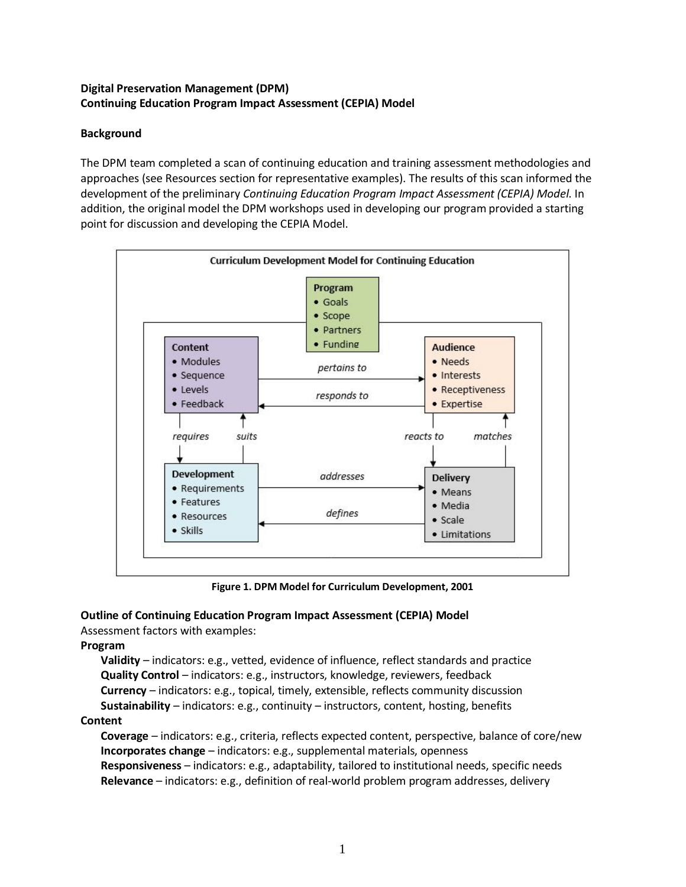**Digital Preservation Management (DPM)**
**Continuing Education Program Impact Assessment (CEPIA) Model**

**Background**

The DPM team completed a scan of continuing education and training assessment methodologies and approaches (see Resources section for representative examples). The results of this scan informed the development of the preliminary *Continuing Education Program Impact Assessment (CEPIA) Model*. In addition, the original model the DPM workshops used in developing our program provided a starting point for discussion and developing the CEPIA Model.

Curriculum Development Model for Continuing Education

**Program**
- Goals
- Scope
- Partners
- Funding

**Content**
- Modules
- Sequence
- Levels
- Feedback

**Audience**
- Needs
- Interests
- Receptiveness
- Expertise

**Development**
- Requirements
- Features
- Resources
- Skills

**Delivery**
- Means
- Media
- Scale
- Limitations

Content *pertains to* Audience; Audience *responds to* Content; Content *requires* Development; Development *suits* Content; Audience *reacts to* Delivery; Delivery *matches* Audience; Development *addresses* Delivery; Delivery *defines* Development.

**Figure 1. DPM Model for Curriculum Development, 2001**

**Outline of Continuing Education Program Impact Assessment (CEPIA) Model**
Assessment factors with examples:

**Program**
- **Validity** – indicators: e.g., vetted, evidence of influence, reflect standards and practice
- **Quality Control** – indicators: e.g., instructors, knowledge, reviewers, feedback
- **Currency** – indicators: e.g., topical, timely, extensible, reflects community discussion
- **Sustainability** – indicators: e.g., continuity – instructors, content, hosting, benefits

**Content**
- **Coverage** – indicators: e.g., criteria, reflects expected content, perspective, balance of core/new
- **Incorporates change** – indicators: e.g., supplemental materials, openness
- **Responsiveness** – indicators: e.g., adaptability, tailored to institutional needs, specific needs
- **Relevance** – indicators: e.g., definition of real-world problem program addresses, delivery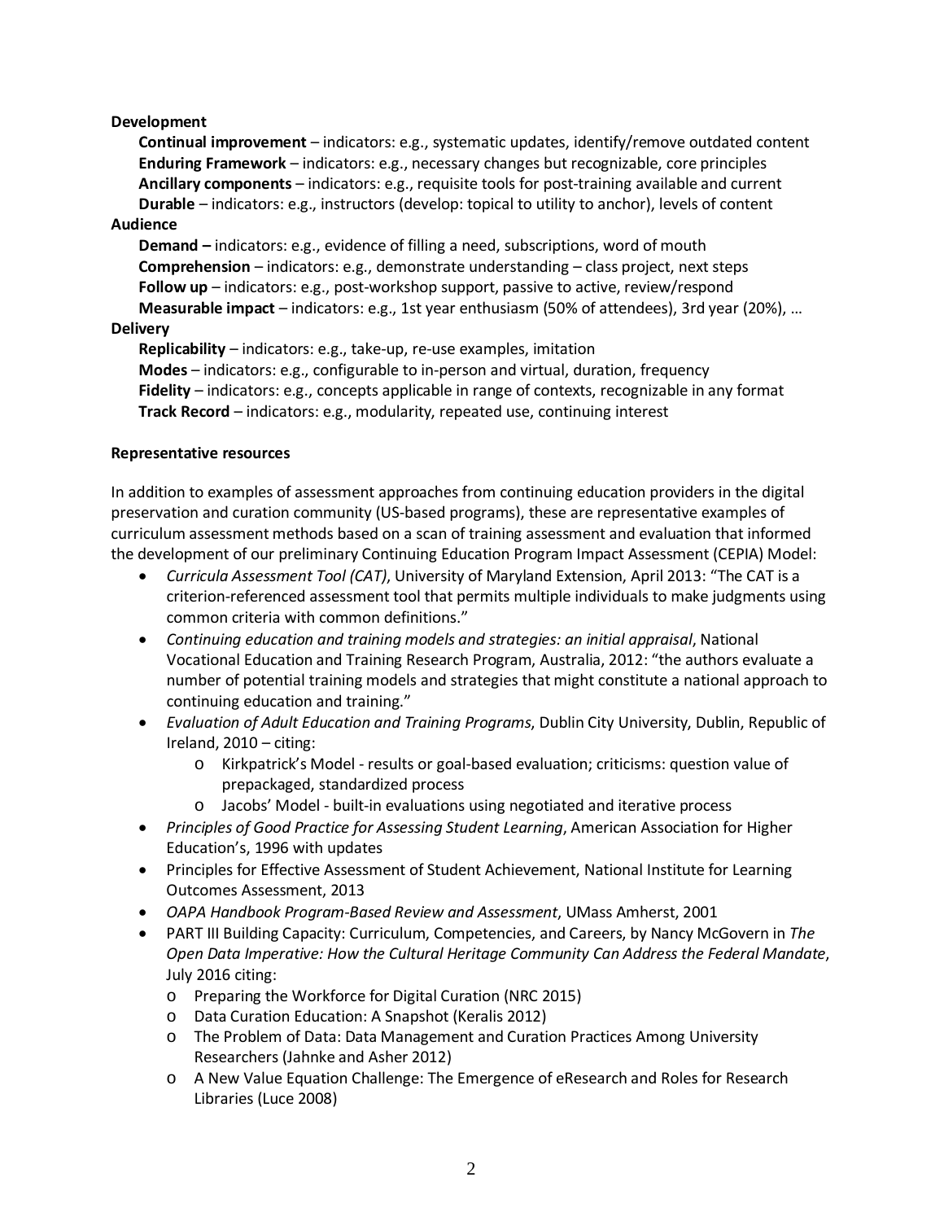**Development**

- **Continual improvement** – indicators: e.g., systematic updates, identify/remove outdated content
- **Enduring Framework** – indicators: e.g., necessary changes but recognizable, core principles
- **Ancillary components** – indicators: e.g., requisite tools for post-training available and current
- **Durable** – indicators: e.g., instructors (develop: topical to utility to anchor), levels of content

**Audience**

- **Demand –** indicators: e.g., evidence of filling a need, subscriptions, word of mouth
- **Comprehension** – indicators: e.g., demonstrate understanding – class project, next steps
- **Follow up** – indicators: e.g., post-workshop support, passive to active, review/respond
- **Measurable impact** – indicators: e.g., 1st year enthusiasm (50% of attendees), 3rd year (20%), …

**Delivery**

- **Replicability** – indicators: e.g., take-up, re-use examples, imitation
- **Modes** – indicators: e.g., configurable to in-person and virtual, duration, frequency
- **Fidelity** – indicators: e.g., concepts applicable in range of contexts, recognizable in any format
- **Track Record** – indicators: e.g., modularity, repeated use, continuing interest

**Representative resources**

In addition to examples of assessment approaches from continuing education providers in the digital preservation and curation community (US-based programs), these are representative examples of curriculum assessment methods based on a scan of training assessment and evaluation that informed the development of our preliminary Continuing Education Program Impact Assessment (CEPIA) Model:

- *Curricula Assessment Tool (CAT)*, University of Maryland Extension, April 2013: "The CAT is a criterion-referenced assessment tool that permits multiple individuals to make judgments using common criteria with common definitions."
- *Continuing education and training models and strategies: an initial appraisal*, National Vocational Education and Training Research Program, Australia, 2012: "the authors evaluate a number of potential training models and strategies that might constitute a national approach to continuing education and training."
- *Evaluation of Adult Education and Training Programs*, Dublin City University, Dublin, Republic of Ireland, 2010 – citing:
  - Kirkpatrick's Model - results or goal-based evaluation; criticisms: question value of prepackaged, standardized process
  - Jacobs' Model - built-in evaluations using negotiated and iterative process
- *Principles of Good Practice for Assessing Student Learning*, American Association for Higher Education's, 1996 with updates
- Principles for Effective Assessment of Student Achievement, National Institute for Learning Outcomes Assessment, 2013
- *OAPA Handbook Program-Based Review and Assessment*, UMass Amherst, 2001
- PART III Building Capacity: Curriculum, Competencies, and Careers, by Nancy McGovern in *The Open Data Imperative: How the Cultural Heritage Community Can Address the Federal Mandate*, July 2016 citing:
  - Preparing the Workforce for Digital Curation (NRC 2015)
  - Data Curation Education: A Snapshot (Keralis 2012)
  - The Problem of Data: Data Management and Curation Practices Among University Researchers (Jahnke and Asher 2012)
  - A New Value Equation Challenge: The Emergence of eResearch and Roles for Research Libraries (Luce 2008)